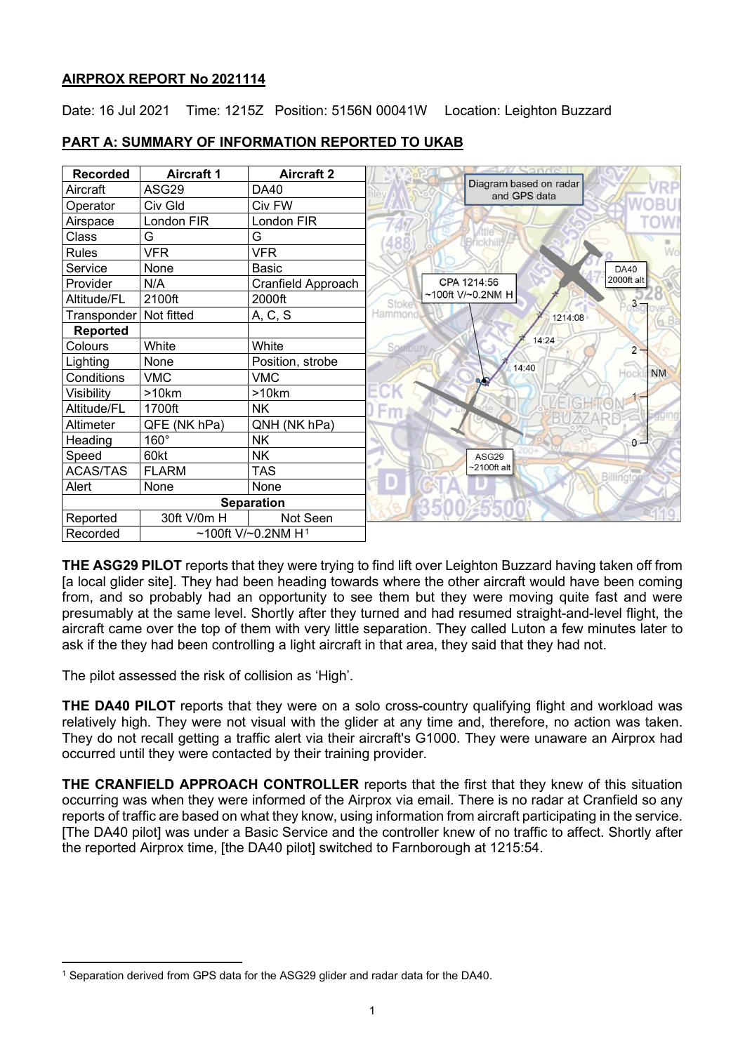**AIRPROX REPORT No 2021114**

Date: 16 Jul 2021 Time: 1215Z Position: 5156N 00041W Location: Leighton Buzzard

## PART A: SUMMARY OF INFORMATION REPORTED TO UKAB

| Recorded | Aircraft 1 | Aircraft 2 |
|---|---|---|
| Aircraft | ASG29 | DA40 |
| Operator | Civ Gld | Civ FW |
| Airspace | London FIR | London FIR |
| Class | G | G |
| Rules | VFR | VFR |
| Service | None | Basic |
| Provider | N/A | Cranfield Approach |
| Altitude/FL | 2100ft | 2000ft |
| Transponder | Not fitted | A, C, S |
| **Reported** | | |
| Colours | White | White |
| Lighting | None | Position, strobe |
| Conditions | VMC | VMC |
| Visibility | >10km | >10km |
| Altitude/FL | 1700ft | NK |
| Altimeter | QFE (NK hPa) | QNH (NK hPa) |
| Heading | 160° | NK |
| Speed | 60kt | NK |
| ACAS/TAS | FLARM | TAS |
| Alert | None | None |
| **Separation** | | |
| Reported | 30ft V/0m H | Not Seen |
| Recorded | ~100ft V/~0.2NM H[1] | |

**THE ASG29 PILOT** reports that they were trying to find lift over Leighton Buzzard having taken off from [a local glider site]. They had been heading towards where the other aircraft would have been coming from, and so probably had an opportunity to see them but they were moving quite fast and were presumably at the same level. Shortly after they turned and had resumed straight-and-level flight, the aircraft came over the top of them with very little separation. They called Luton a few minutes later to ask if the they had been controlling a light aircraft in that area, they said that they had not.

The pilot assessed the risk of collision as 'High'.

**THE DA40 PILOT** reports that they were on a solo cross-country qualifying flight and workload was relatively high. They were not visual with the glider at any time and, therefore, no action was taken. They do not recall getting a traffic alert via their aircraft's G1000. They were unaware an Airprox had occurred until they were contacted by their training provider.

**THE CRANFIELD APPROACH CONTROLLER** reports that the first that they knew of this situation occurring was when they were informed of the Airprox via email. There is no radar at Cranfield so any reports of traffic are based on what they know, using information from aircraft participating in the service. [The DA40 pilot] was under a Basic Service and the controller knew of no traffic to affect. Shortly after the reported Airprox time, [the DA40 pilot] switched to Farnborough at 1215:54.

[1] Separation derived from GPS data for the ASG29 glider and radar data for the DA40.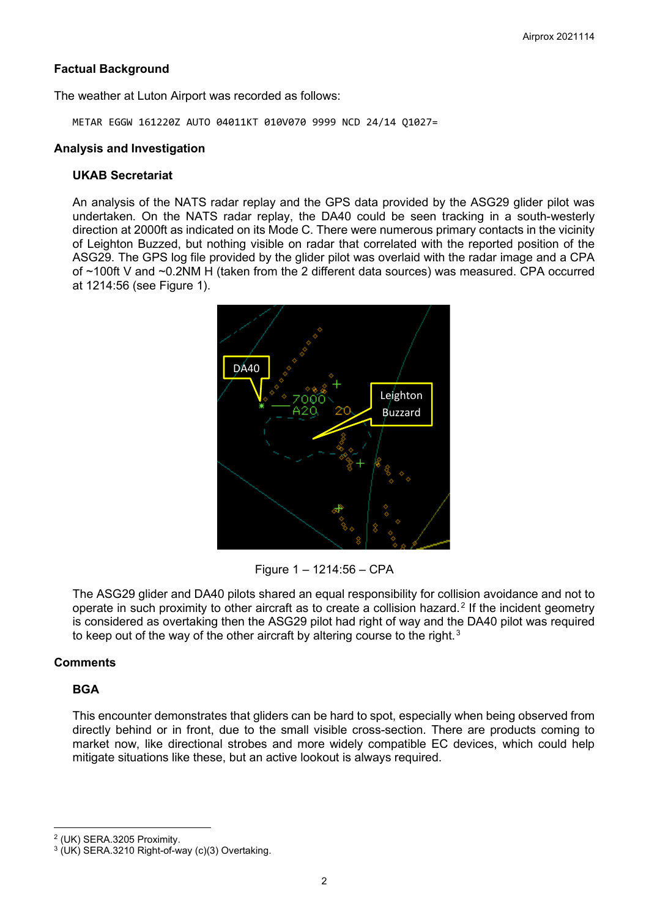## Factual Background

The weather at Luton Airport was recorded as follows:

```
METAR EGGW 161220Z AUTO 04011KT 010V070 9999 NCD 24/14 Q1027=
```

## Analysis and Investigation

### UKAB Secretariat

An analysis of the NATS radar replay and the GPS data provided by the ASG29 glider pilot was undertaken. On the NATS radar replay, the DA40 could be seen tracking in a south-westerly direction at 2000ft as indicated on its Mode C. There were numerous primary contacts in the vicinity of Leighton Buzzed, but nothing visible on radar that correlated with the reported position of the ASG29. The GPS log file provided by the glider pilot was overlaid with the radar image and a CPA of ~100ft V and ~0.2NM H (taken from the 2 different data sources) was measured. CPA occurred at 1214:56 (see Figure 1).

Figure 1 – 1214:56 – CPA

The ASG29 glider and DA40 pilots shared an equal responsibility for collision avoidance and not to operate in such proximity to other aircraft as to create a collision hazard.[2] If the incident geometry is considered as overtaking then the ASG29 pilot had right of way and the DA40 pilot was required to keep out of the way of the other aircraft by altering course to the right.[3]

## Comments

### BGA

This encounter demonstrates that gliders can be hard to spot, especially when being observed from directly behind or in front, due to the small visible cross-section. There are products coming to market now, like directional strobes and more widely compatible EC devices, which could help mitigate situations like these, but an active lookout is always required.

---

[2] (UK) SERA.3205 Proximity.

[3] (UK) SERA.3210 Right-of-way (c)(3) Overtaking.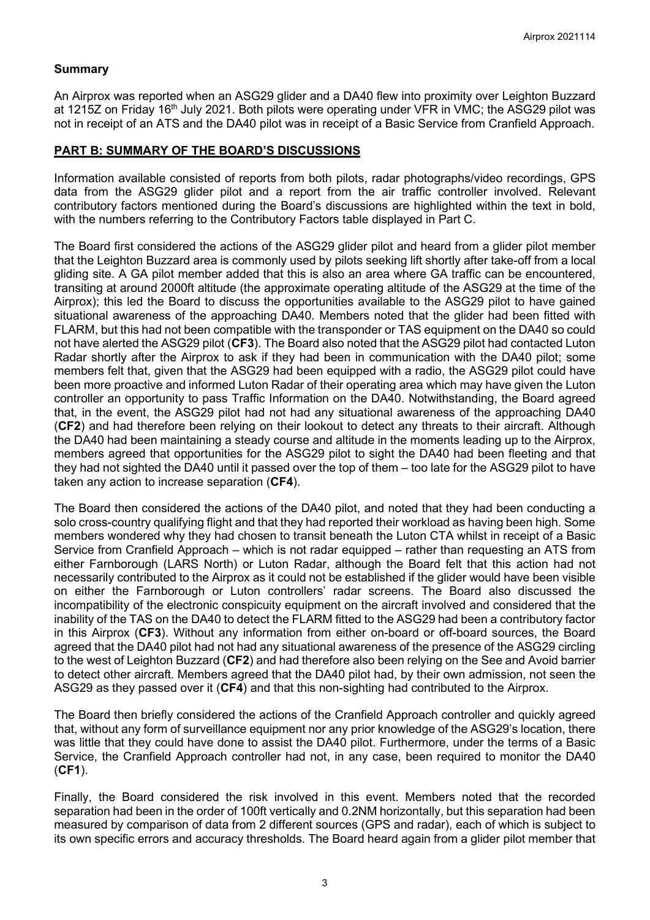## Summary

An Airprox was reported when an ASG29 glider and a DA40 flew into proximity over Leighton Buzzard at 1215Z on Friday 16th July 2021. Both pilots were operating under VFR in VMC; the ASG29 pilot was not in receipt of an ATS and the DA40 pilot was in receipt of a Basic Service from Cranfield Approach.

## PART B: SUMMARY OF THE BOARD'S DISCUSSIONS

Information available consisted of reports from both pilots, radar photographs/video recordings, GPS data from the ASG29 glider pilot and a report from the air traffic controller involved. Relevant contributory factors mentioned during the Board's discussions are highlighted within the text in bold, with the numbers referring to the Contributory Factors table displayed in Part C.

The Board first considered the actions of the ASG29 glider pilot and heard from a glider pilot member that the Leighton Buzzard area is commonly used by pilots seeking lift shortly after take-off from a local gliding site. A GA pilot member added that this is also an area where GA traffic can be encountered, transiting at around 2000ft altitude (the approximate operating altitude of the ASG29 at the time of the Airprox); this led the Board to discuss the opportunities available to the ASG29 pilot to have gained situational awareness of the approaching DA40. Members noted that the glider had been fitted with FLARM, but this had not been compatible with the transponder or TAS equipment on the DA40 so could not have alerted the ASG29 pilot (**CF3**). The Board also noted that the ASG29 pilot had contacted Luton Radar shortly after the Airprox to ask if they had been in communication with the DA40 pilot; some members felt that, given that the ASG29 had been equipped with a radio, the ASG29 pilot could have been more proactive and informed Luton Radar of their operating area which may have given the Luton controller an opportunity to pass Traffic Information on the DA40. Notwithstanding, the Board agreed that, in the event, the ASG29 pilot had not had any situational awareness of the approaching DA40 (**CF2**) and had therefore been relying on their lookout to detect any threats to their aircraft. Although the DA40 had been maintaining a steady course and altitude in the moments leading up to the Airprox, members agreed that opportunities for the ASG29 pilot to sight the DA40 had been fleeting and that they had not sighted the DA40 until it passed over the top of them – too late for the ASG29 pilot to have taken any action to increase separation (**CF4**).

The Board then considered the actions of the DA40 pilot, and noted that they had been conducting a solo cross-country qualifying flight and that they had reported their workload as having been high. Some members wondered why they had chosen to transit beneath the Luton CTA whilst in receipt of a Basic Service from Cranfield Approach – which is not radar equipped – rather than requesting an ATS from either Farnborough (LARS North) or Luton Radar, although the Board felt that this action had not necessarily contributed to the Airprox as it could not be established if the glider would have been visible on either the Farnborough or Luton controllers' radar screens. The Board also discussed the incompatibility of the electronic conspicuity equipment on the aircraft involved and considered that the inability of the TAS on the DA40 to detect the FLARM fitted to the ASG29 had been a contributory factor in this Airprox (**CF3**). Without any information from either on-board or off-board sources, the Board agreed that the DA40 pilot had not had any situational awareness of the presence of the ASG29 circling to the west of Leighton Buzzard (**CF2**) and had therefore also been relying on the See and Avoid barrier to detect other aircraft. Members agreed that the DA40 pilot had, by their own admission, not seen the ASG29 as they passed over it (**CF4**) and that this non-sighting had contributed to the Airprox.

The Board then briefly considered the actions of the Cranfield Approach controller and quickly agreed that, without any form of surveillance equipment nor any prior knowledge of the ASG29's location, there was little that they could have done to assist the DA40 pilot. Furthermore, under the terms of a Basic Service, the Cranfield Approach controller had not, in any case, been required to monitor the DA40 (**CF1**).

Finally, the Board considered the risk involved in this event. Members noted that the recorded separation had been in the order of 100ft vertically and 0.2NM horizontally, but this separation had been measured by comparison of data from 2 different sources (GPS and radar), each of which is subject to its own specific errors and accuracy thresholds. The Board heard again from a glider pilot member that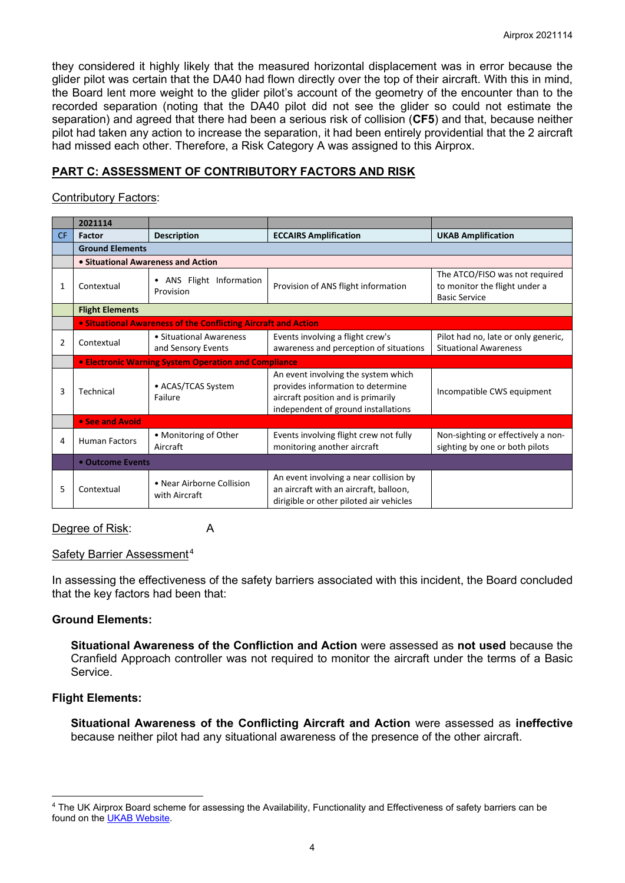they considered it highly likely that the measured horizontal displacement was in error because the glider pilot was certain that the DA40 had flown directly over the top of their aircraft. With this in mind, the Board lent more weight to the glider pilot's account of the geometry of the encounter than to the recorded separation (noting that the DA40 pilot did not see the glider so could not estimate the separation) and agreed that there had been a serious risk of collision (**CF5**) and that, because neither pilot had taken any action to increase the separation, it had been entirely providential that the 2 aircraft had missed each other. Therefore, a Risk Category A was assigned to this Airprox.

## PART C: ASSESSMENT OF CONTRIBUTORY FACTORS AND RISK

Contributory Factors:

| | 2021114 | | | |
|---|---|---|---|---|
| **CF** | **Factor** | **Description** | **ECCAIRS Amplification** | **UKAB Amplification** |
| | **Ground Elements** | | | |
| | **• Situational Awareness and Action** | | | |
| 1 | Contextual | • ANS Flight Information Provision | Provision of ANS flight information | The ATCO/FISO was not required to monitor the flight under a Basic Service |
| | **Flight Elements** | | | |
| | **• Situational Awareness of the Conflicting Aircraft and Action** | | | |
| 2 | Contextual | • Situational Awareness and Sensory Events | Events involving a flight crew's awareness and perception of situations | Pilot had no, late or only generic, Situational Awareness |
| | **• Electronic Warning System Operation and Compliance** | | | |
| 3 | Technical | • ACAS/TCAS System Failure | An event involving the system which provides information to determine aircraft position and is primarily independent of ground installations | Incompatible CWS equipment |
| | **• See and Avoid** | | | |
| 4 | Human Factors | • Monitoring of Other Aircraft | Events involving flight crew not fully monitoring another aircraft | Non-sighting or effectively a non-sighting by one or both pilots |
| | **• Outcome Events** | | | |
| 5 | Contextual | • Near Airborne Collision with Aircraft | An event involving a near collision by an aircraft with an aircraft, balloon, dirigible or other piloted air vehicles | |

Degree of Risk: A

Safety Barrier Assessment[4]

In assessing the effectiveness of the safety barriers associated with this incident, the Board concluded that the key factors had been that:

**Ground Elements:**

> **Situational Awareness of the Confliction and Action** were assessed as **not used** because the Cranfield Approach controller was not required to monitor the aircraft under the terms of a Basic Service.

**Flight Elements:**

> **Situational Awareness of the Conflicting Aircraft and Action** were assessed as **ineffective** because neither pilot had any situational awareness of the presence of the other aircraft.

[4] The UK Airprox Board scheme for assessing the Availability, Functionality and Effectiveness of safety barriers can be found on the UKAB Website.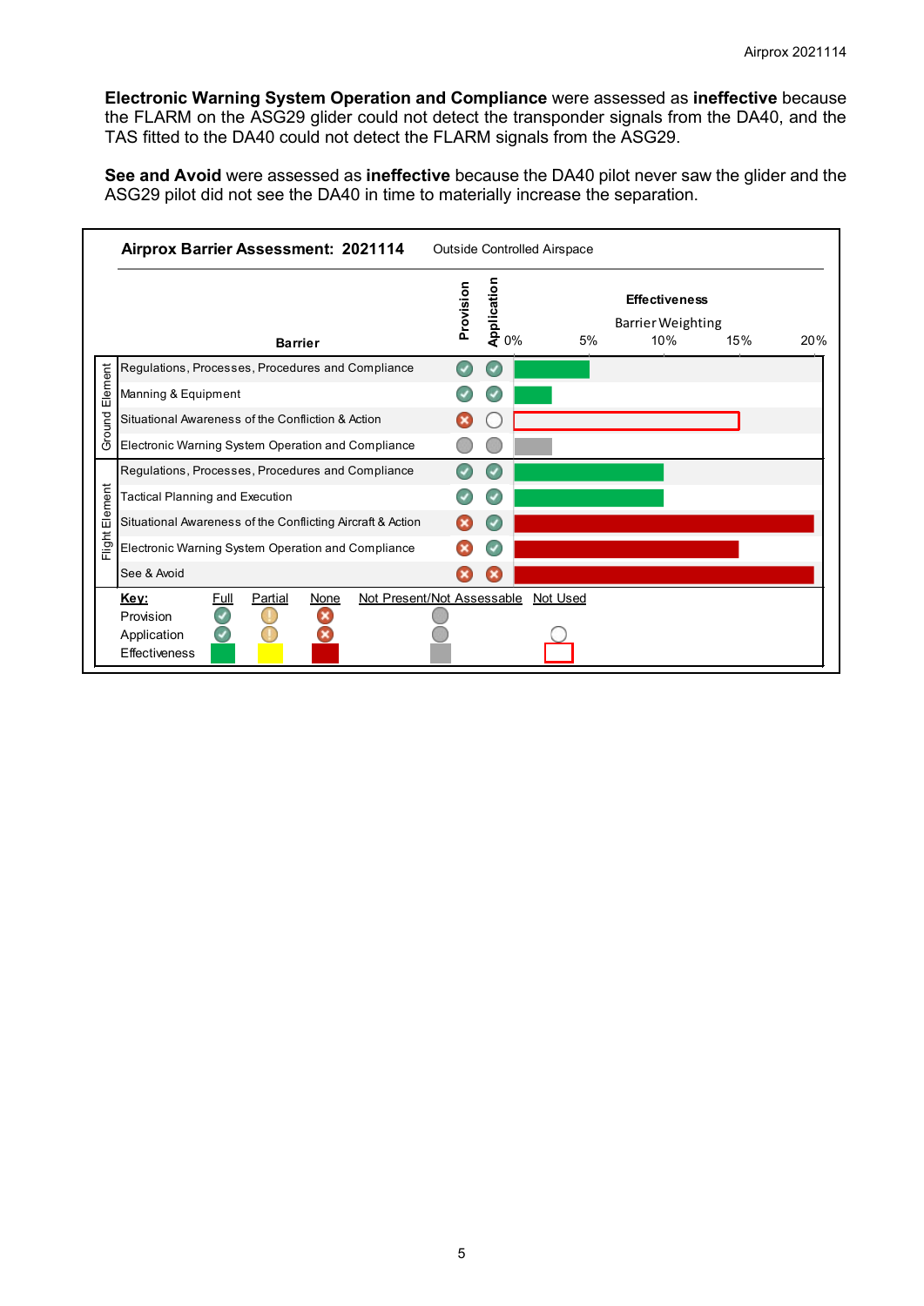**Electronic Warning System Operation and Compliance** were assessed as **ineffective** because the FLARM on the ASG29 glider could not detect the transponder signals from the DA40, and the TAS fitted to the DA40 could not detect the FLARM signals from the ASG29.

**See and Avoid** were assessed as **ineffective** because the DA40 pilot never saw the glider and the ASG29 pilot did not see the DA40 in time to materially increase the separation.

**Airprox Barrier Assessment: 2021114** Outside Controlled Airspace

Barrier

Provision

Application

Effectiveness

Barrier Weighting

0% 5% 10% 15% 20%

Ground Element

Regulations, Processes, Procedures and Compliance

Manning & Equipment

Situational Awareness of the Confliction & Action

Electronic Warning System Operation and Compliance

Flight Element

Regulations, Processes, Procedures and Compliance

Tactical Planning and Execution

Situational Awareness of the Conflicting Aircraft & Action

Electronic Warning System Operation and Compliance

See & Avoid

Key: Full Partial None Not Present/Not Assessable Not Used

Provision

Application

Effectiveness